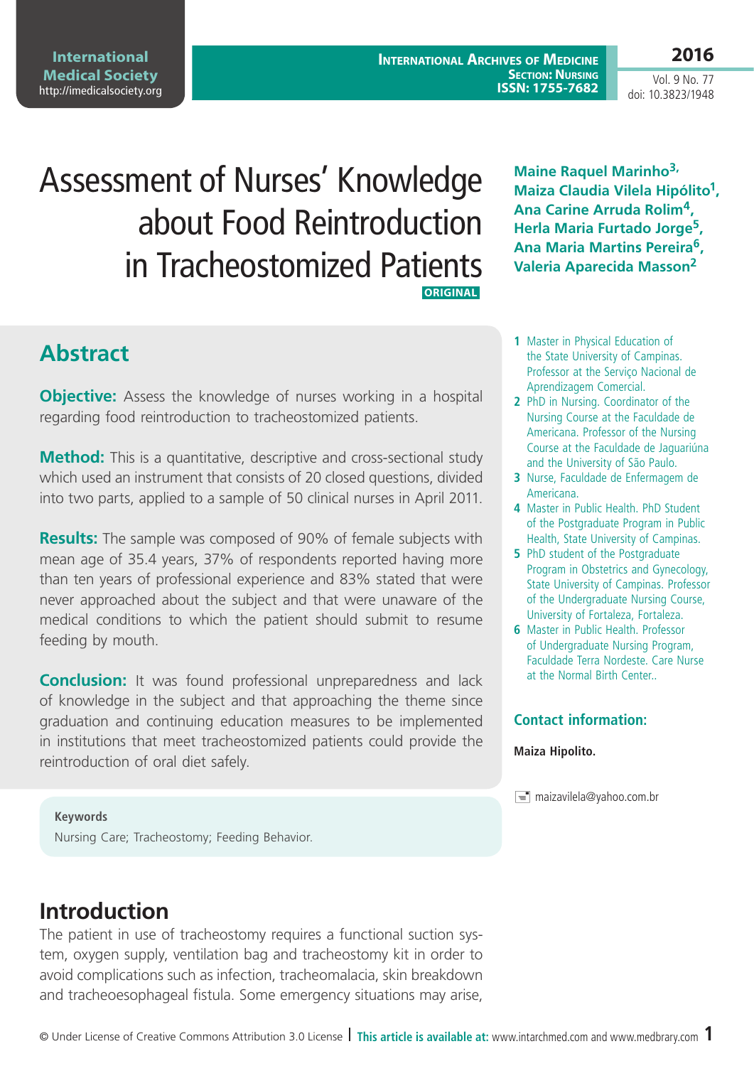# Assessment of Nurses' Knowledge about Food Reintroduction in Tracheostomized Patients

ORIGINAL

**Maine Raquel Marinho[3], Maiza Claudia Vilela Hipólito[1], Ana Carine Arruda Rolim[4], Herla Maria Furtado Jorge[5], Ana Maria Martins Pereira[6], Valeria Aparecida Masson[2]**

1 Master in Physical Education of the State University of Campinas. Professor at the Serviço Nacional de Aprendizagem Comercial.

2 PhD in Nursing. Coordinator of the Nursing Course at the Faculdade de Americana. Professor of the Nursing Course at the Faculdade de Jaguariúna and the University of São Paulo.

3 Nurse, Faculdade de Enfermagem de Americana.

4 Master in Public Health. PhD Student of the Postgraduate Program in Public Health, State University of Campinas.

5 PhD student of the Postgraduate Program in Obstetrics and Gynecology, State University of Campinas. Professor of the Undergraduate Nursing Course, University of Fortaleza, Fortaleza.

6 Master in Public Health. Professor of Undergraduate Nursing Program, Faculdade Terra Nordeste. Care Nurse at the Normal Birth Center..

### Contact information:

**Maiza Hipolito.**

maizavilela@yahoo.com.br

## Abstract

**Objective:** Assess the knowledge of nurses working in a hospital regarding food reintroduction to tracheostomized patients.

**Method:** This is a quantitative, descriptive and cross-sectional study which used an instrument that consists of 20 closed questions, divided into two parts, applied to a sample of 50 clinical nurses in April 2011.

**Results:** The sample was composed of 90% of female subjects with mean age of 35.4 years, 37% of respondents reported having more than ten years of professional experience and 83% stated that were never approached about the subject and that were unaware of the medical conditions to which the patient should submit to resume feeding by mouth.

**Conclusion:** It was found professional unpreparedness and lack of knowledge in the subject and that approaching the theme since graduation and continuing education measures to be implemented in institutions that meet tracheostomized patients could provide the reintroduction of oral diet safely.

**Keywords**

Nursing Care; Tracheostomy; Feeding Behavior.

## Introduction

The patient in use of tracheostomy requires a functional suction system, oxygen supply, ventilation bag and tracheostomy kit in order to avoid complications such as infection, tracheomalacia, skin breakdown and tracheoesophageal fistula. Some emergency situations may arise,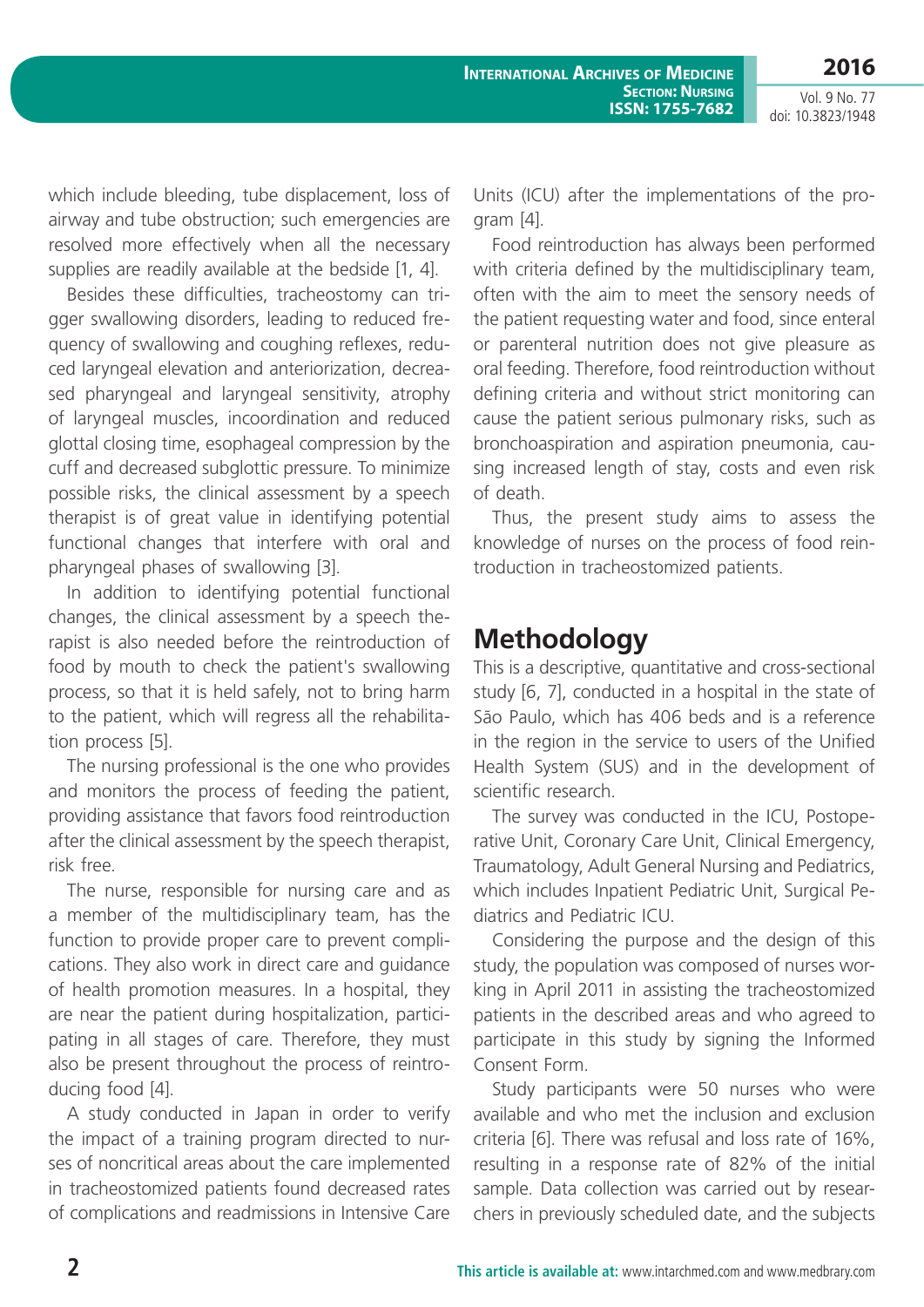which include bleeding, tube displacement, loss of airway and tube obstruction; such emergencies are resolved more effectively when all the necessary supplies are readily available at the bedside [1, 4].

Besides these difficulties, tracheostomy can trigger swallowing disorders, leading to reduced frequency of swallowing and coughing reflexes, reduced laryngeal elevation and anteriorization, decreased pharyngeal and laryngeal sensitivity, atrophy of laryngeal muscles, incoordination and reduced glottal closing time, esophageal compression by the cuff and decreased subglottic pressure. To minimize possible risks, the clinical assessment by a speech therapist is of great value in identifying potential functional changes that interfere with oral and pharyngeal phases of swallowing [3].

In addition to identifying potential functional changes, the clinical assessment by a speech therapist is also needed before the reintroduction of food by mouth to check the patient's swallowing process, so that it is held safely, not to bring harm to the patient, which will regress all the rehabilitation process [5].

The nursing professional is the one who provides and monitors the process of feeding the patient, providing assistance that favors food reintroduction after the clinical assessment by the speech therapist, risk free.

The nurse, responsible for nursing care and as a member of the multidisciplinary team, has the function to provide proper care to prevent complications. They also work in direct care and guidance of health promotion measures. In a hospital, they are near the patient during hospitalization, participating in all stages of care. Therefore, they must also be present throughout the process of reintroducing food [4].

A study conducted in Japan in order to verify the impact of a training program directed to nurses of noncritical areas about the care implemented in tracheostomized patients found decreased rates of complications and readmissions in Intensive Care Units (ICU) after the implementations of the program [4].

Food reintroduction has always been performed with criteria defined by the multidisciplinary team, often with the aim to meet the sensory needs of the patient requesting water and food, since enteral or parenteral nutrition does not give pleasure as oral feeding. Therefore, food reintroduction without defining criteria and without strict monitoring can cause the patient serious pulmonary risks, such as bronchoaspiration and aspiration pneumonia, causing increased length of stay, costs and even risk of death.

Thus, the present study aims to assess the knowledge of nurses on the process of food reintroduction in tracheostomized patients.

# Methodology

This is a descriptive, quantitative and cross-sectional study [6, 7], conducted in a hospital in the state of São Paulo, which has 406 beds and is a reference in the region in the service to users of the Unified Health System (SUS) and in the development of scientific research.

The survey was conducted in the ICU, Postoperative Unit, Coronary Care Unit, Clinical Emergency, Traumatology, Adult General Nursing and Pediatrics, which includes Inpatient Pediatric Unit, Surgical Pediatrics and Pediatric ICU.

Considering the purpose and the design of this study, the population was composed of nurses working in April 2011 in assisting the tracheostomized patients in the described areas and who agreed to participate in this study by signing the Informed Consent Form.

Study participants were 50 nurses who were available and who met the inclusion and exclusion criteria [6]. There was refusal and loss rate of 16%, resulting in a response rate of 82% of the initial sample. Data collection was carried out by researchers in previously scheduled date, and the subjects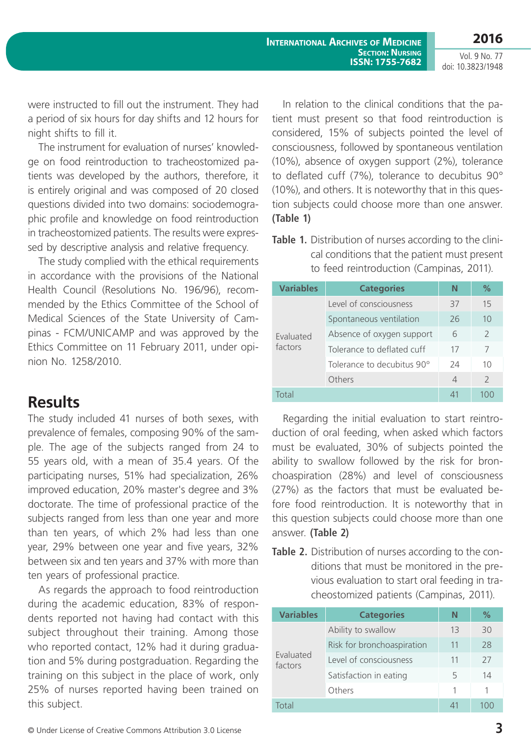were instructed to fill out the instrument. They had a period of six hours for day shifts and 12 hours for night shifts to fill it.

The instrument for evaluation of nurses' knowledge on food reintroduction to tracheostomized patients was developed by the authors, therefore, it is entirely original and was composed of 20 closed questions divided into two domains: sociodemographic profile and knowledge on food reintroduction in tracheostomized patients. The results were expressed by descriptive analysis and relative frequency.

The study complied with the ethical requirements in accordance with the provisions of the National Health Council (Resolutions No. 196/96), recommended by the Ethics Committee of the School of Medical Sciences of the State University of Campinas - FCM/UNICAMP and was approved by the Ethics Committee on 11 February 2011, under opinion No. 1258/2010.

## Results

The study included 41 nurses of both sexes, with prevalence of females, composing 90% of the sample. The age of the subjects ranged from 24 to 55 years old, with a mean of 35.4 years. Of the participating nurses, 51% had specialization, 26% improved education, 20% master's degree and 3% doctorate. The time of professional practice of the subjects ranged from less than one year and more than ten years, of which 2% had less than one year, 29% between one year and five years, 32% between six and ten years and 37% with more than ten years of professional practice.

As regards the approach to food reintroduction during the academic education, 83% of respondents reported not having had contact with this subject throughout their training. Among those who reported contact, 12% had it during graduation and 5% during postgraduation. Regarding the training on this subject in the place of work, only 25% of nurses reported having been trained on this subject.

In relation to the clinical conditions that the patient must present so that food reintroduction is considered, 15% of subjects pointed the level of consciousness, followed by spontaneous ventilation (10%), absence of oxygen support (2%), tolerance to deflated cuff (7%), tolerance to decubitus 90° (10%), and others. It is noteworthy that in this question subjects could choose more than one answer. **(Table 1)**

**Table 1.** Distribution of nurses according to the clinical conditions that the patient must present to feed reintroduction (Campinas, 2011).

| Variables | Categories | N | % |
|---|---|---|---|
| Evaluated factors | Level of consciousness | 37 | 15 |
| | Spontaneous ventilation | 26 | 10 |
| | Absence of oxygen support | 6 | 2 |
| | Tolerance to deflated cuff | 17 | 7 |
| | Tolerance to decubitus 90° | 24 | 10 |
| | Others | 4 | 2 |
| Total | | 41 | 100 |

Regarding the initial evaluation to start reintroduction of oral feeding, when asked which factors must be evaluated, 30% of subjects pointed the ability to swallow followed by the risk for bronchoaspiration (28%) and level of consciousness (27%) as the factors that must be evaluated before food reintroduction. It is noteworthy that in this question subjects could choose more than one answer. **(Table 2)**

**Table 2.** Distribution of nurses according to the conditions that must be monitored in the previous evaluation to start oral feeding in tracheostomized patients (Campinas, 2011).

| Variables | Categories | N | % |
|---|---|---|---|
| Evaluated factors | Ability to swallow | 13 | 30 |
| | Risk for bronchoaspiration | 11 | 28 |
| | Level of consciousness | 11 | 27 |
| | Satisfaction in eating | 5 | 14 |
| | Others | 1 | 1 |
| Total | | 41 | 100 |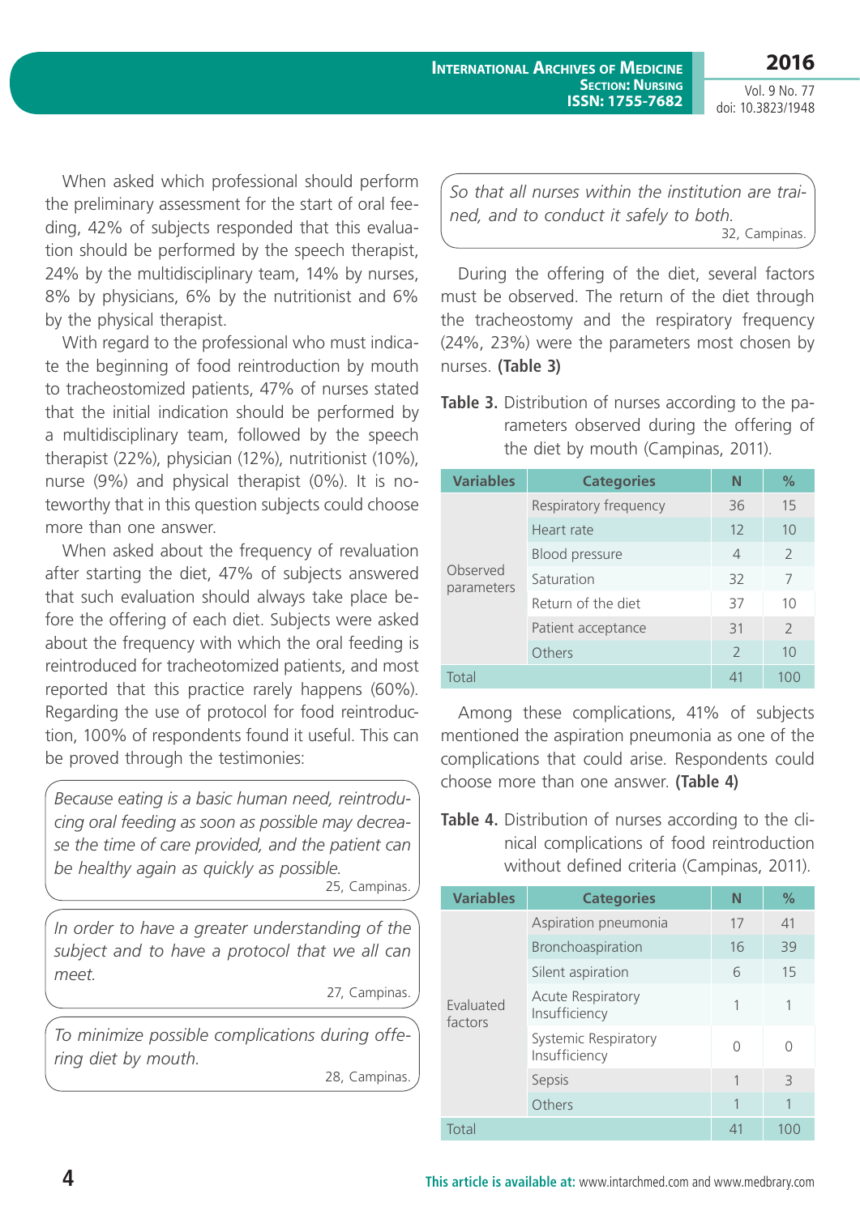When asked which professional should perform the preliminary assessment for the start of oral feeding, 42% of subjects responded that this evaluation should be performed by the speech therapist, 24% by the multidisciplinary team, 14% by nurses, 8% by physicians, 6% by the nutritionist and 6% by the physical therapist.

With regard to the professional who must indicate the beginning of food reintroduction by mouth to tracheostomized patients, 47% of nurses stated that the initial indication should be performed by a multidisciplinary team, followed by the speech therapist (22%), physician (12%), nutritionist (10%), nurse (9%) and physical therapist (0%). It is noteworthy that in this question subjects could choose more than one answer.

When asked about the frequency of revaluation after starting the diet, 47% of subjects answered that such evaluation should always take place before the offering of each diet. Subjects were asked about the frequency with which the oral feeding is reintroduced for tracheotomized patients, and most reported that this practice rarely happens (60%). Regarding the use of protocol for food reintroduction, 100% of respondents found it useful. This can be proved through the testimonies:

> *Because eating is a basic human need, reintroducing oral feeding as soon as possible may decrease the time of care provided, and the patient can be healthy again as quickly as possible.*
>
> 25, Campinas.

> *In order to have a greater understanding of the subject and to have a protocol that we all can meet.*
>
> 27, Campinas.

> *To minimize possible complications during offering diet by mouth.*
>
> 28, Campinas.

> *So that all nurses within the institution are trained, and to conduct it safely to both.*
>
> 32, Campinas.

During the offering of the diet, several factors must be observed. The return of the diet through the tracheostomy and the respiratory frequency (24%, 23%) were the parameters most chosen by nurses. **(Table 3)**

**Table 3.** Distribution of nurses according to the parameters observed during the offering of the diet by mouth (Campinas, 2011).

| Variables | Categories | N | % |
|---|---|---|---|
| Observed parameters | Respiratory frequency | 36 | 15 |
| | Heart rate | 12 | 10 |
| | Blood pressure | 4 | 2 |
| | Saturation | 32 | 7 |
| | Return of the diet | 37 | 10 |
| | Patient acceptance | 31 | 2 |
| | Others | 2 | 10 |
| Total | | 41 | 100 |

Among these complications, 41% of subjects mentioned the aspiration pneumonia as one of the complications that could arise. Respondents could choose more than one answer. **(Table 4)**

**Table 4.** Distribution of nurses according to the clinical complications of food reintroduction without defined criteria (Campinas, 2011).

| Variables | Categories | N | % |
|---|---|---|---|
| Evaluated factors | Aspiration pneumonia | 17 | 41 |
| | Bronchoaspiration | 16 | 39 |
| | Silent aspiration | 6 | 15 |
| | Acute Respiratory Insufficiency | 1 | 1 |
| | Systemic Respiratory Insufficiency | 0 | 0 |
| | Sepsis | 1 | 3 |
| | Others | 1 | 1 |
| Total | | 41 | 100 |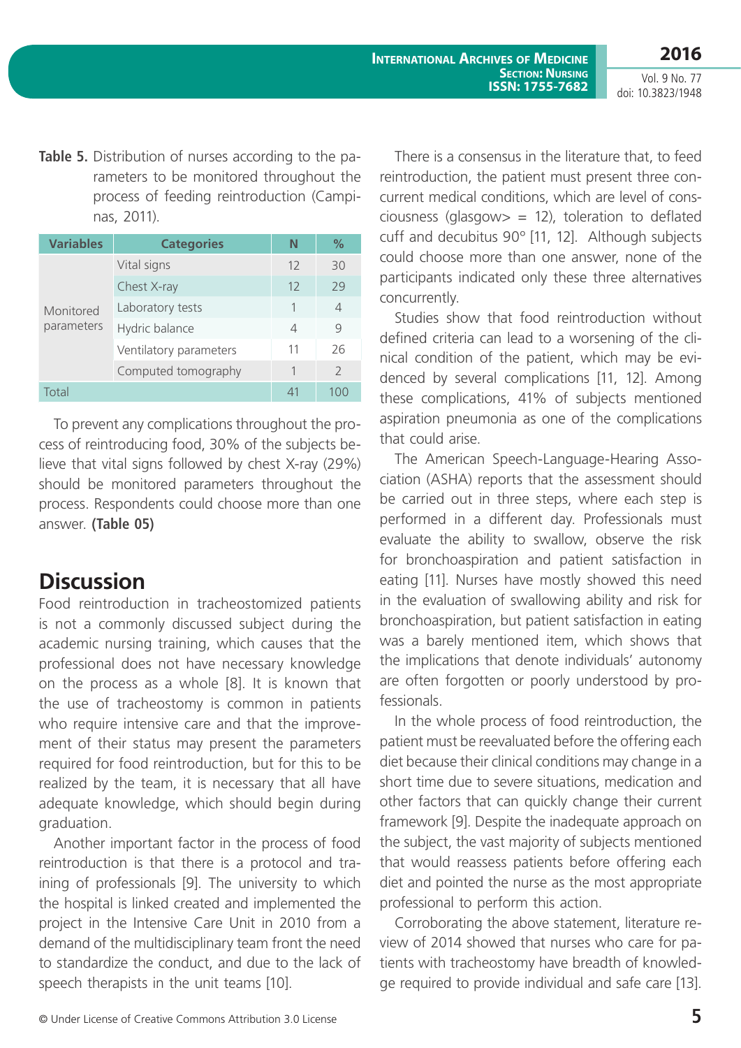**Table 5.** Distribution of nurses according to the parameters to be monitored throughout the process of feeding reintroduction (Campinas, 2011).

| Variables | Categories | N | % |
|---|---|---|---|
| Monitored parameters | Vital signs | 12 | 30 |
| | Chest X-ray | 12 | 29 |
| | Laboratory tests | 1 | 4 |
| | Hydric balance | 4 | 9 |
| | Ventilatory parameters | 11 | 26 |
| | Computed tomography | 1 | 2 |
| Total | | 41 | 100 |

To prevent any complications throughout the process of reintroducing food, 30% of the subjects believe that vital signs followed by chest X-ray (29%) should be monitored parameters throughout the process. Respondents could choose more than one answer. **(Table 05)**

## Discussion

Food reintroduction in tracheostomized patients is not a commonly discussed subject during the academic nursing training, which causes that the professional does not have necessary knowledge on the process as a whole [8]. It is known that the use of tracheostomy is common in patients who require intensive care and that the improvement of their status may present the parameters required for food reintroduction, but for this to be realized by the team, it is necessary that all have adequate knowledge, which should begin during graduation.

Another important factor in the process of food reintroduction is that there is a protocol and training of professionals [9]. The university to which the hospital is linked created and implemented the project in the Intensive Care Unit in 2010 from a demand of the multidisciplinary team front the need to standardize the conduct, and due to the lack of speech therapists in the unit teams [10].

There is a consensus in the literature that, to feed reintroduction, the patient must present three concurrent medical conditions, which are level of consciousness (glasgow> = 12), toleration to deflated cuff and decubitus 90° [11, 12]. Although subjects could choose more than one answer, none of the participants indicated only these three alternatives concurrently.

Studies show that food reintroduction without defined criteria can lead to a worsening of the clinical condition of the patient, which may be evidenced by several complications [11, 12]. Among these complications, 41% of subjects mentioned aspiration pneumonia as one of the complications that could arise.

The American Speech-Language-Hearing Association (ASHA) reports that the assessment should be carried out in three steps, where each step is performed in a different day. Professionals must evaluate the ability to swallow, observe the risk for bronchoaspiration and patient satisfaction in eating [11]. Nurses have mostly showed this need in the evaluation of swallowing ability and risk for bronchoaspiration, but patient satisfaction in eating was a barely mentioned item, which shows that the implications that denote individuals' autonomy are often forgotten or poorly understood by professionals.

In the whole process of food reintroduction, the patient must be reevaluated before the offering each diet because their clinical conditions may change in a short time due to severe situations, medication and other factors that can quickly change their current framework [9]. Despite the inadequate approach on the subject, the vast majority of subjects mentioned that would reassess patients before offering each diet and pointed the nurse as the most appropriate professional to perform this action.

Corroborating the above statement, literature review of 2014 showed that nurses who care for patients with tracheostomy have breadth of knowledge required to provide individual and safe care [13].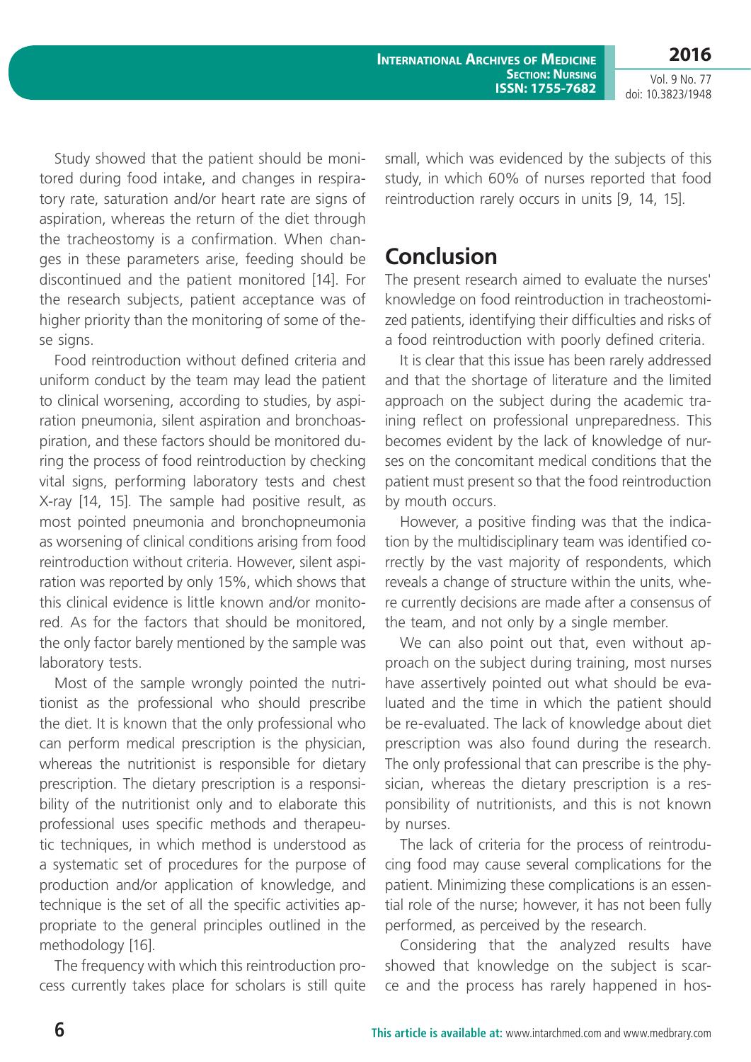Study showed that the patient should be monitored during food intake, and changes in respiratory rate, saturation and/or heart rate are signs of aspiration, whereas the return of the diet through the tracheostomy is a confirmation. When changes in these parameters arise, feeding should be discontinued and the patient monitored [14]. For the research subjects, patient acceptance was of higher priority than the monitoring of some of these signs.

Food reintroduction without defined criteria and uniform conduct by the team may lead the patient to clinical worsening, according to studies, by aspiration pneumonia, silent aspiration and bronchoaspiration, and these factors should be monitored during the process of food reintroduction by checking vital signs, performing laboratory tests and chest X-ray [14, 15]. The sample had positive result, as most pointed pneumonia and bronchopneumonia as worsening of clinical conditions arising from food reintroduction without criteria. However, silent aspiration was reported by only 15%, which shows that this clinical evidence is little known and/or monitored. As for the factors that should be monitored, the only factor barely mentioned by the sample was laboratory tests.

Most of the sample wrongly pointed the nutritionist as the professional who should prescribe the diet. It is known that the only professional who can perform medical prescription is the physician, whereas the nutritionist is responsible for dietary prescription. The dietary prescription is a responsibility of the nutritionist only and to elaborate this professional uses specific methods and therapeutic techniques, in which method is understood as a systematic set of procedures for the purpose of production and/or application of knowledge, and technique is the set of all the specific activities appropriate to the general principles outlined in the methodology [16].

The frequency with which this reintroduction process currently takes place for scholars is still quite small, which was evidenced by the subjects of this study, in which 60% of nurses reported that food reintroduction rarely occurs in units [9, 14, 15].

## Conclusion

The present research aimed to evaluate the nurses' knowledge on food reintroduction in tracheostomized patients, identifying their difficulties and risks of a food reintroduction with poorly defined criteria.

It is clear that this issue has been rarely addressed and that the shortage of literature and the limited approach on the subject during the academic training reflect on professional unpreparedness. This becomes evident by the lack of knowledge of nurses on the concomitant medical conditions that the patient must present so that the food reintroduction by mouth occurs.

However, a positive finding was that the indication by the multidisciplinary team was identified correctly by the vast majority of respondents, which reveals a change of structure within the units, where currently decisions are made after a consensus of the team, and not only by a single member.

We can also point out that, even without approach on the subject during training, most nurses have assertively pointed out what should be evaluated and the time in which the patient should be re-evaluated. The lack of knowledge about diet prescription was also found during the research. The only professional that can prescribe is the physician, whereas the dietary prescription is a responsibility of nutritionists, and this is not known by nurses.

The lack of criteria for the process of reintroducing food may cause several complications for the patient. Minimizing these complications is an essential role of the nurse; however, it has not been fully performed, as perceived by the research.

Considering that the analyzed results have showed that knowledge on the subject is scarce and the process has rarely happened in hos-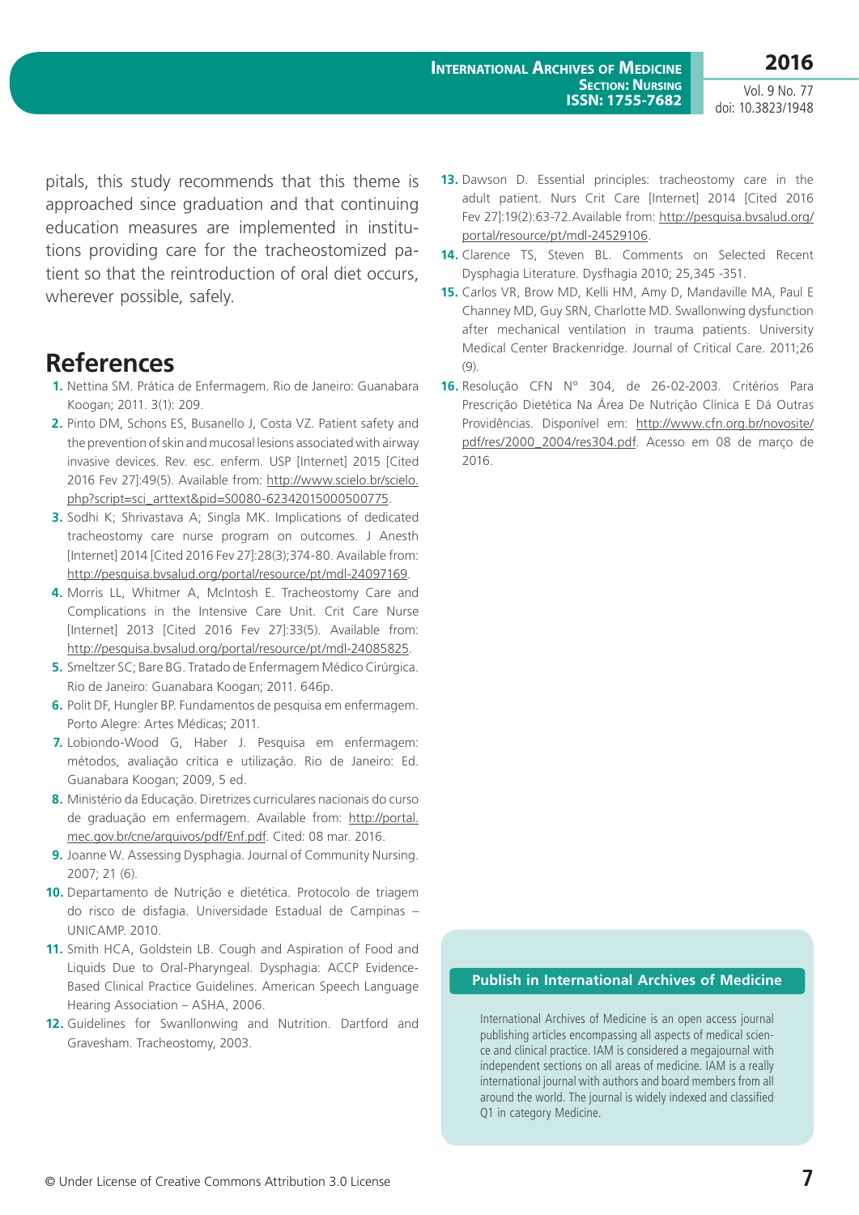pitals, this study recommends that this theme is approached since graduation and that continuing education measures are implemented in institutions providing care for the tracheostomized patient so that the reintroduction of oral diet occurs, wherever possible, safely.

## References

1. Nettina SM. Prática de Enfermagem. Rio de Janeiro: Guanabara Koogan; 2011. 3(1): 209.
2. Pinto DM, Schons ES, Busanello J, Costa VZ. Patient safety and the prevention of skin and mucosal lesions associated with airway invasive devices. Rev. esc. enferm. USP [Internet] 2015 [Cited 2016 Fev 27]:49(5). Available from: http://www.scielo.br/scielo.php?script=sci_arttext&pid=S0080-62342015000500775.
3. Sodhi K; Shrivastava A; Singla MK. Implications of dedicated tracheostomy care nurse program on outcomes. J Anesth [Internet] 2014 [Cited 2016 Fev 27]:28(3);374-80. Available from: http://pesquisa.bvsalud.org/portal/resource/pt/mdl-24097169.
4. Morris LL, Whitmer A, McIntosh E. Tracheostomy Care and Complications in the Intensive Care Unit. Crit Care Nurse [Internet] 2013 [Cited 2016 Fev 27]:33(5). Available from: http://pesquisa.bvsalud.org/portal/resource/pt/mdl-24085825.
5. Smeltzer SC; Bare BG. Tratado de Enfermagem Médico Cirúrgica. Rio de Janeiro: Guanabara Koogan; 2011. 646p.
6. Polit DF, Hungler BP. Fundamentos de pesquisa em enfermagem. Porto Alegre: Artes Médicas; 2011.
7. Lobiondo-Wood G, Haber J. Pesquisa em enfermagem: métodos, avaliação crítica e utilização. Rio de Janeiro: Ed. Guanabara Koogan; 2009, 5 ed.
8. Ministério da Educação. Diretrizes curriculares nacionais do curso de graduação em enfermagem. Available from: http://portal.mec.gov.br/cne/arquivos/pdf/Enf.pdf. Cited: 08 mar. 2016.
9. Joanne W. Assessing Dysphagia. Journal of Community Nursing. 2007; 21 (6).
10. Departamento de Nutrição e dietética. Protocolo de triagem do risco de disfagia. Universidade Estadual de Campinas – UNICAMP. 2010.
11. Smith HCA, Goldstein LB. Cough and Aspiration of Food and Liquids Due to Oral-Pharyngeal. Dysphagia: ACCP Evidence-Based Clinical Practice Guidelines. American Speech Language Hearing Association – ASHA, 2006.
12. Guidelines for Swanllonwing and Nutrition. Dartford and Gravesham. Tracheostomy, 2003.
13. Dawson D. Essential principles: tracheostomy care in the adult patient. Nurs Crit Care [Internet] 2014 [Cited 2016 Fev 27]:19(2):63-72. Available from: http://pesquisa.bvsalud.org/portal/resource/pt/mdl-24529106.
14. Clarence TS, Steven BL. Comments on Selected Recent Dysphagia Literature. Dysfhagia 2010; 25,345 -351.
15. Carlos VR, Brow MD, Kelli HM, Amy D, Mandaville MA, Paul E Channey MD, Guy SRN, Charlotte MD. Swallonwing dysfunction after mechanical ventilation in trauma patients. University Medical Center Brackenridge. Journal of Critical Care. 2011;26 (9).
16. Resolução CFN N° 304, de 26-02-2003. Critérios Para Prescrição Dietética Na Área De Nutrição Clínica E Dá Outras Providências. Disponível em: http://www.cfn.org.br/novosite/pdf/res/2000_2004/res304.pdf. Acesso em 08 de março de 2016.

**Publish in International Archives of Medicine**

International Archives of Medicine is an open access journal publishing articles encompassing all aspects of medical science and clinical practice. IAM is considered a megajournal with independent sections on all areas of medicine. IAM is a really international journal with authors and board members from all around the world. The journal is widely indexed and classified Q1 in category Medicine.